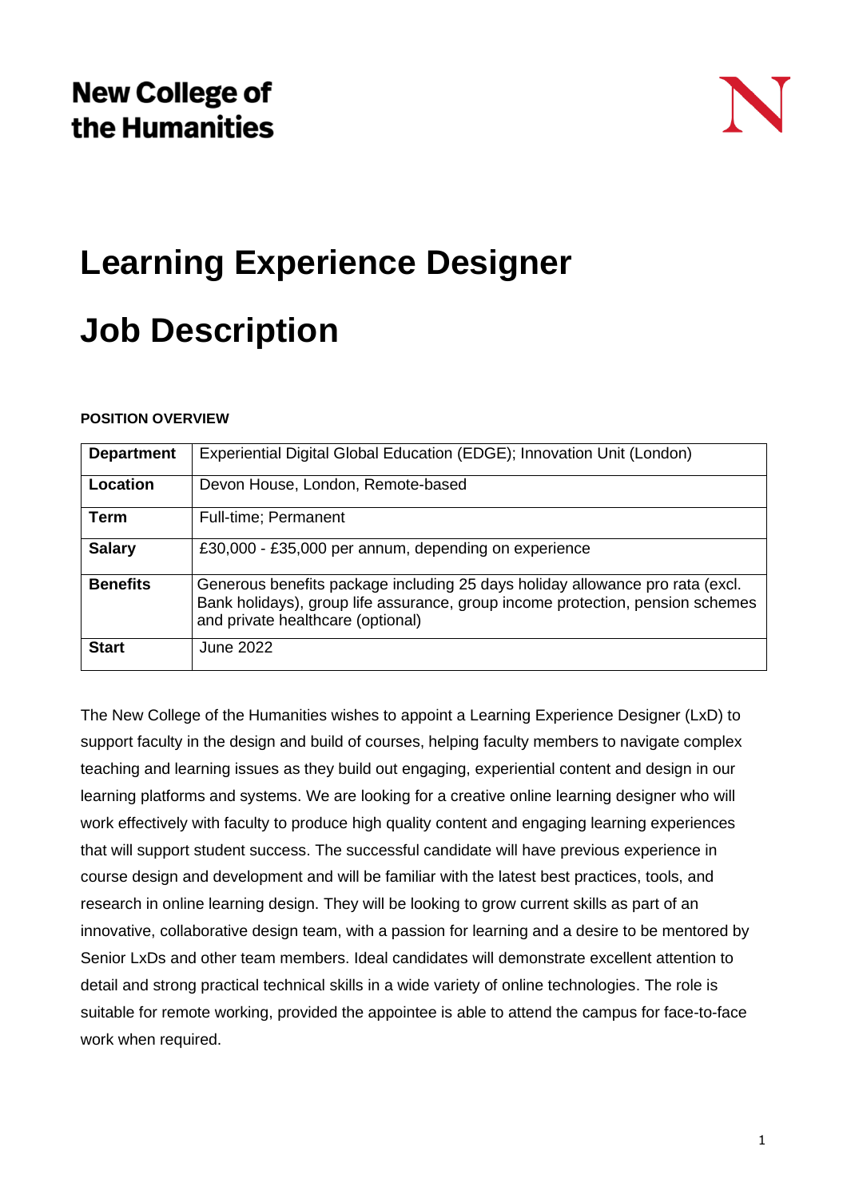New College of the Humanities

# Learning Experience Designer

# Job Description

**POSITION OVERVIEW**

| **Department** | Experiential Digital Global Education (EDGE); Innovation Unit (London) |
|---|---|
| **Location** | Devon House, London, Remote-based |
| **Term** | Full-time; Permanent |
| **Salary** | £30,000 - £35,000 per annum, depending on experience |
| **Benefits** | Generous benefits package including 25 days holiday allowance pro rata (excl. Bank holidays), group life assurance, group income protection, pension schemes and private healthcare (optional) |
| **Start** | June 2022 |

The New College of the Humanities wishes to appoint a Learning Experience Designer (LxD) to support faculty in the design and build of courses, helping faculty members to navigate complex teaching and learning issues as they build out engaging, experiential content and design in our learning platforms and systems. We are looking for a creative online learning designer who will work effectively with faculty to produce high quality content and engaging learning experiences that will support student success. The successful candidate will have previous experience in course design and development and will be familiar with the latest best practices, tools, and research in online learning design. They will be looking to grow current skills as part of an innovative, collaborative design team, with a passion for learning and a desire to be mentored by Senior LxDs and other team members. Ideal candidates will demonstrate excellent attention to detail and strong practical technical skills in a wide variety of online technologies. The role is suitable for remote working, provided the appointee is able to attend the campus for face-to-face work when required.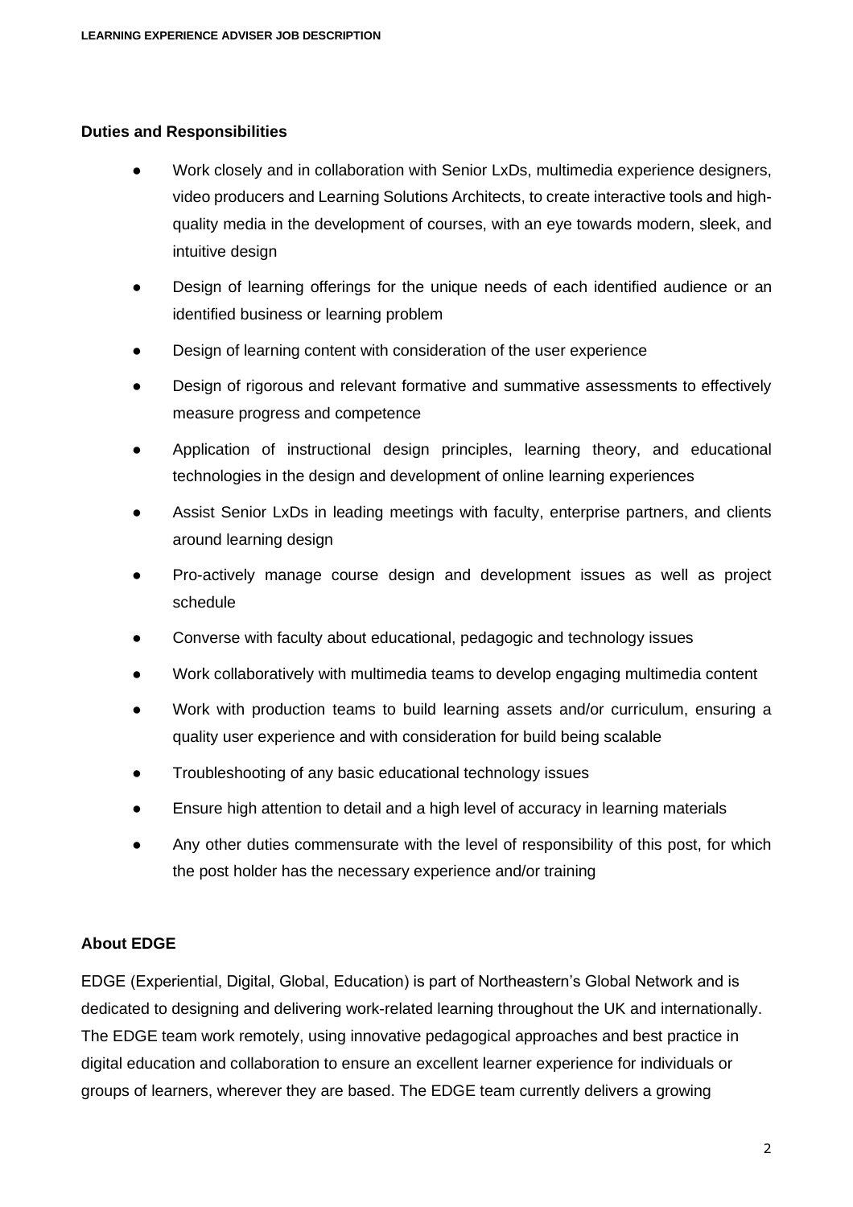**Duties and Responsibilities**

- Work closely and in collaboration with Senior LxDs, multimedia experience designers, video producers and Learning Solutions Architects, to create interactive tools and high-quality media in the development of courses, with an eye towards modern, sleek, and intuitive design
- Design of learning offerings for the unique needs of each identified audience or an identified business or learning problem
- Design of learning content with consideration of the user experience
- Design of rigorous and relevant formative and summative assessments to effectively measure progress and competence
- Application of instructional design principles, learning theory, and educational technologies in the design and development of online learning experiences
- Assist Senior LxDs in leading meetings with faculty, enterprise partners, and clients around learning design
- Pro-actively manage course design and development issues as well as project schedule
- Converse with faculty about educational, pedagogic and technology issues
- Work collaboratively with multimedia teams to develop engaging multimedia content
- Work with production teams to build learning assets and/or curriculum, ensuring a quality user experience and with consideration for build being scalable
- Troubleshooting of any basic educational technology issues
- Ensure high attention to detail and a high level of accuracy in learning materials
- Any other duties commensurate with the level of responsibility of this post, for which the post holder has the necessary experience and/or training

**About EDGE**

EDGE (Experiential, Digital, Global, Education) is part of Northeastern's Global Network and is dedicated to designing and delivering work-related learning throughout the UK and internationally. The EDGE team work remotely, using innovative pedagogical approaches and best practice in digital education and collaboration to ensure an excellent learner experience for individuals or groups of learners, wherever they are based. The EDGE team currently delivers a growing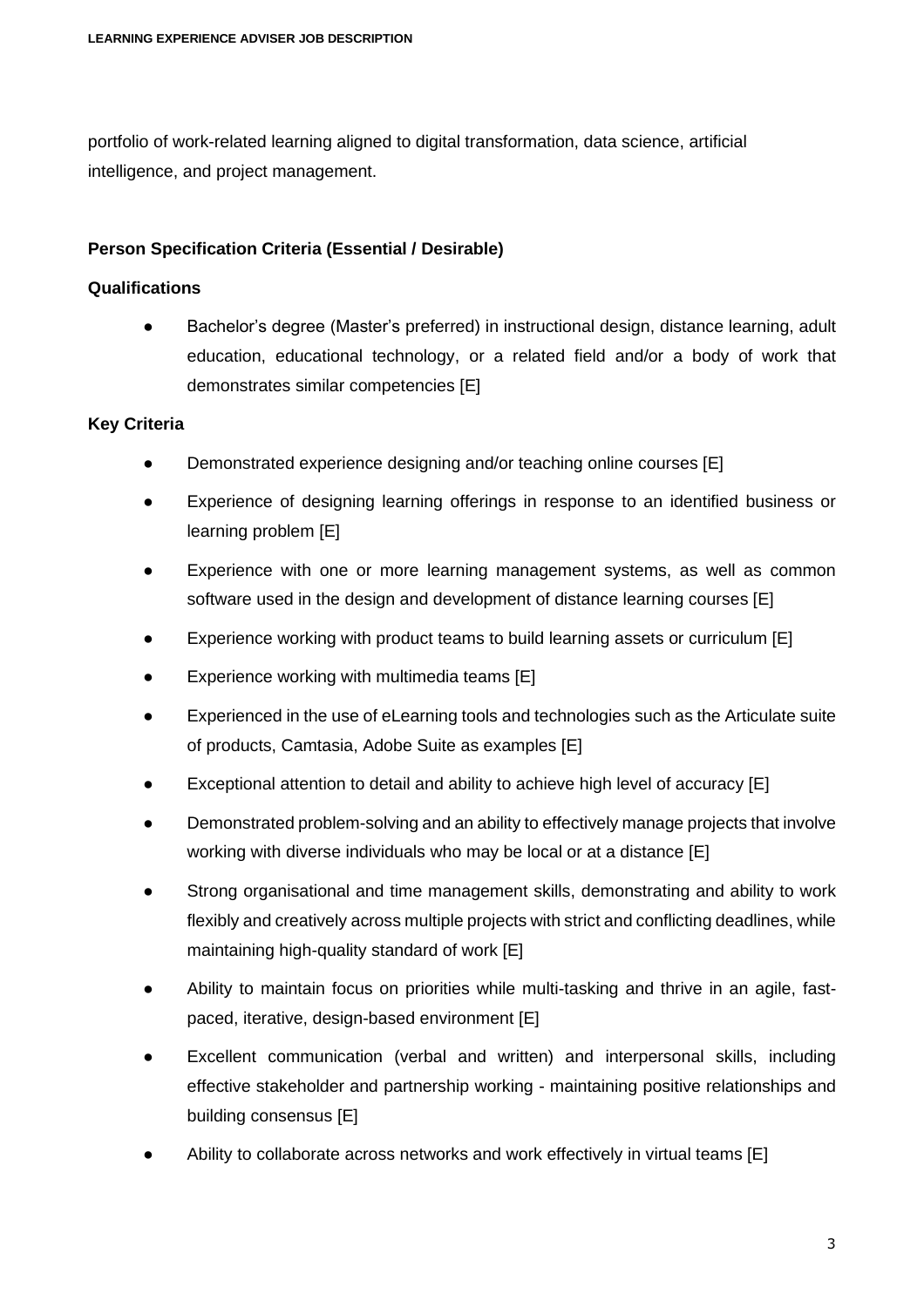portfolio of work-related learning aligned to digital transformation, data science, artificial intelligence, and project management.

**Person Specification Criteria (Essential / Desirable)**

**Qualifications**

- Bachelor's degree (Master's preferred) in instructional design, distance learning, adult education, educational technology, or a related field and/or a body of work that demonstrates similar competencies [E]

**Key Criteria**

- Demonstrated experience designing and/or teaching online courses [E]
- Experience of designing learning offerings in response to an identified business or learning problem [E]
- Experience with one or more learning management systems, as well as common software used in the design and development of distance learning courses [E]
- Experience working with product teams to build learning assets or curriculum [E]
- Experience working with multimedia teams [E]
- Experienced in the use of eLearning tools and technologies such as the Articulate suite of products, Camtasia, Adobe Suite as examples [E]
- Exceptional attention to detail and ability to achieve high level of accuracy [E]
- Demonstrated problem-solving and an ability to effectively manage projects that involve working with diverse individuals who may be local or at a distance [E]
- Strong organisational and time management skills, demonstrating and ability to work flexibly and creatively across multiple projects with strict and conflicting deadlines, while maintaining high-quality standard of work [E]
- Ability to maintain focus on priorities while multi-tasking and thrive in an agile, fast-paced, iterative, design-based environment [E]
- Excellent communication (verbal and written) and interpersonal skills, including effective stakeholder and partnership working - maintaining positive relationships and building consensus [E]
- Ability to collaborate across networks and work effectively in virtual teams [E]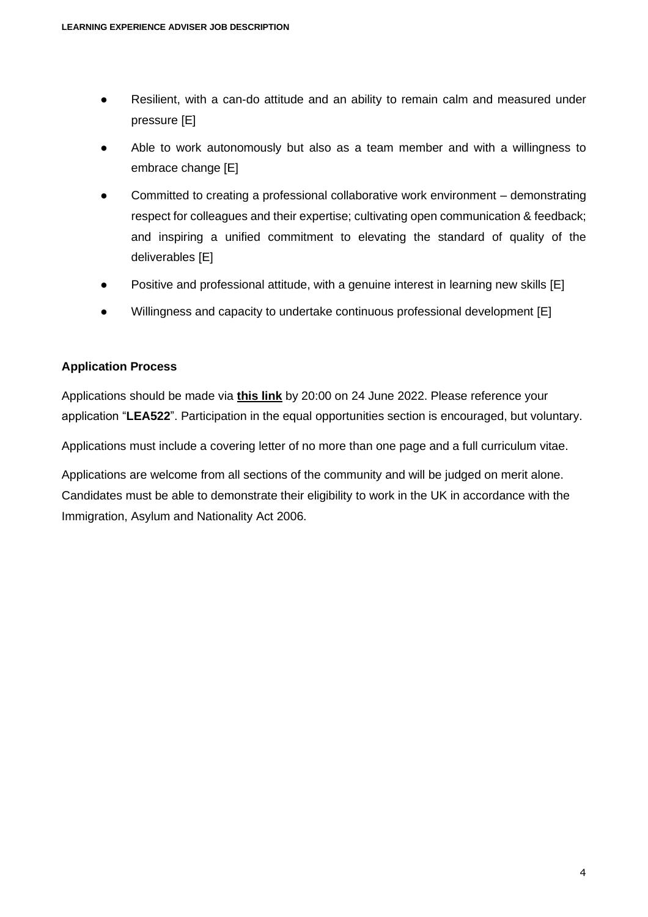- Resilient, with a can-do attitude and an ability to remain calm and measured under pressure [E]
- Able to work autonomously but also as a team member and with a willingness to embrace change [E]
- Committed to creating a professional collaborative work environment – demonstrating respect for colleagues and their expertise; cultivating open communication & feedback; and inspiring a unified commitment to elevating the standard of quality of the deliverables [E]
- Positive and professional attitude, with a genuine interest in learning new skills [E]
- Willingness and capacity to undertake continuous professional development [E]

**Application Process**

Applications should be made via **this link** by 20:00 on 24 June 2022. Please reference your application "**LEA522**". Participation in the equal opportunities section is encouraged, but voluntary.

Applications must include a covering letter of no more than one page and a full curriculum vitae.

Applications are welcome from all sections of the community and will be judged on merit alone. Candidates must be able to demonstrate their eligibility to work in the UK in accordance with the Immigration, Asylum and Nationality Act 2006.